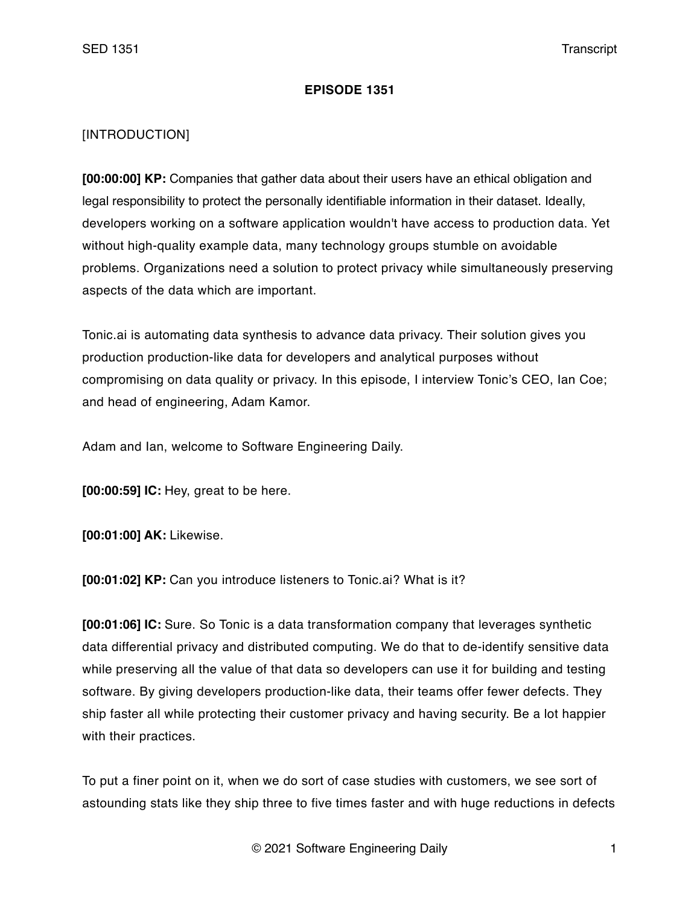**EPISODE 1351**

[INTRODUCTION]

**[00:00:00] KP:** Companies that gather data about their users have an ethical obligation and legal responsibility to protect the personally identifiable information in their dataset. Ideally, developers working on a software application wouldn't have access to production data. Yet without high-quality example data, many technology groups stumble on avoidable problems. Organizations need a solution to protect privacy while simultaneously preserving aspects of the data which are important.

Tonic.ai is automating data synthesis to advance data privacy. Their solution gives you production production-like data for developers and analytical purposes without compromising on data quality or privacy. In this episode, I interview Tonic's CEO, Ian Coe; and head of engineering, Adam Kamor.

Adam and Ian, welcome to Software Engineering Daily.

**[00:00:59] IC:** Hey, great to be here.

**[00:01:00] AK:** Likewise.

**[00:01:02] KP:** Can you introduce listeners to Tonic.ai? What is it?

**[00:01:06] IC:** Sure. So Tonic is a data transformation company that leverages synthetic data differential privacy and distributed computing. We do that to de-identify sensitive data while preserving all the value of that data so developers can use it for building and testing software. By giving developers production-like data, their teams offer fewer defects. They ship faster all while protecting their customer privacy and having security. Be a lot happier with their practices.

To put a finer point on it, when we do sort of case studies with customers, we see sort of astounding stats like they ship three to five times faster and with huge reductions in defects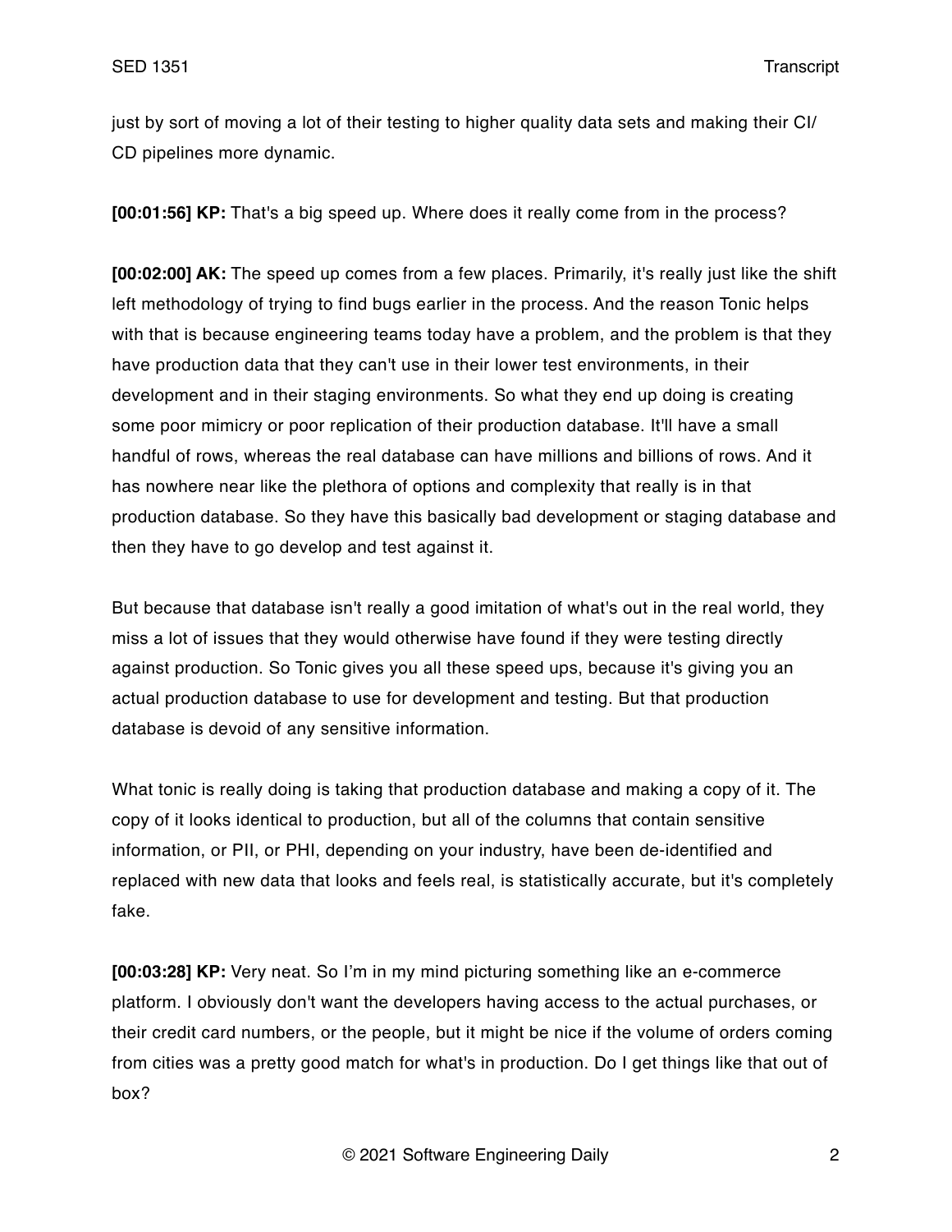just by sort of moving a lot of their testing to higher quality data sets and making their CI/CD pipelines more dynamic.

**[00:01:56] KP:** That's a big speed up. Where does it really come from in the process?

**[00:02:00] AK:** The speed up comes from a few places. Primarily, it's really just like the shift left methodology of trying to find bugs earlier in the process. And the reason Tonic helps with that is because engineering teams today have a problem, and the problem is that they have production data that they can't use in their lower test environments, in their development and in their staging environments. So what they end up doing is creating some poor mimicry or poor replication of their production database. It'll have a small handful of rows, whereas the real database can have millions and billions of rows. And it has nowhere near like the plethora of options and complexity that really is in that production database. So they have this basically bad development or staging database and then they have to go develop and test against it.

But because that database isn't really a good imitation of what's out in the real world, they miss a lot of issues that they would otherwise have found if they were testing directly against production. So Tonic gives you all these speed ups, because it's giving you an actual production database to use for development and testing. But that production database is devoid of any sensitive information.

What tonic is really doing is taking that production database and making a copy of it. The copy of it looks identical to production, but all of the columns that contain sensitive information, or PII, or PHI, depending on your industry, have been de-identified and replaced with new data that looks and feels real, is statistically accurate, but it's completely fake.

**[00:03:28] KP:** Very neat. So I'm in my mind picturing something like an e-commerce platform. I obviously don't want the developers having access to the actual purchases, or their credit card numbers, or the people, but it might be nice if the volume of orders coming from cities was a pretty good match for what's in production. Do I get things like that out of box?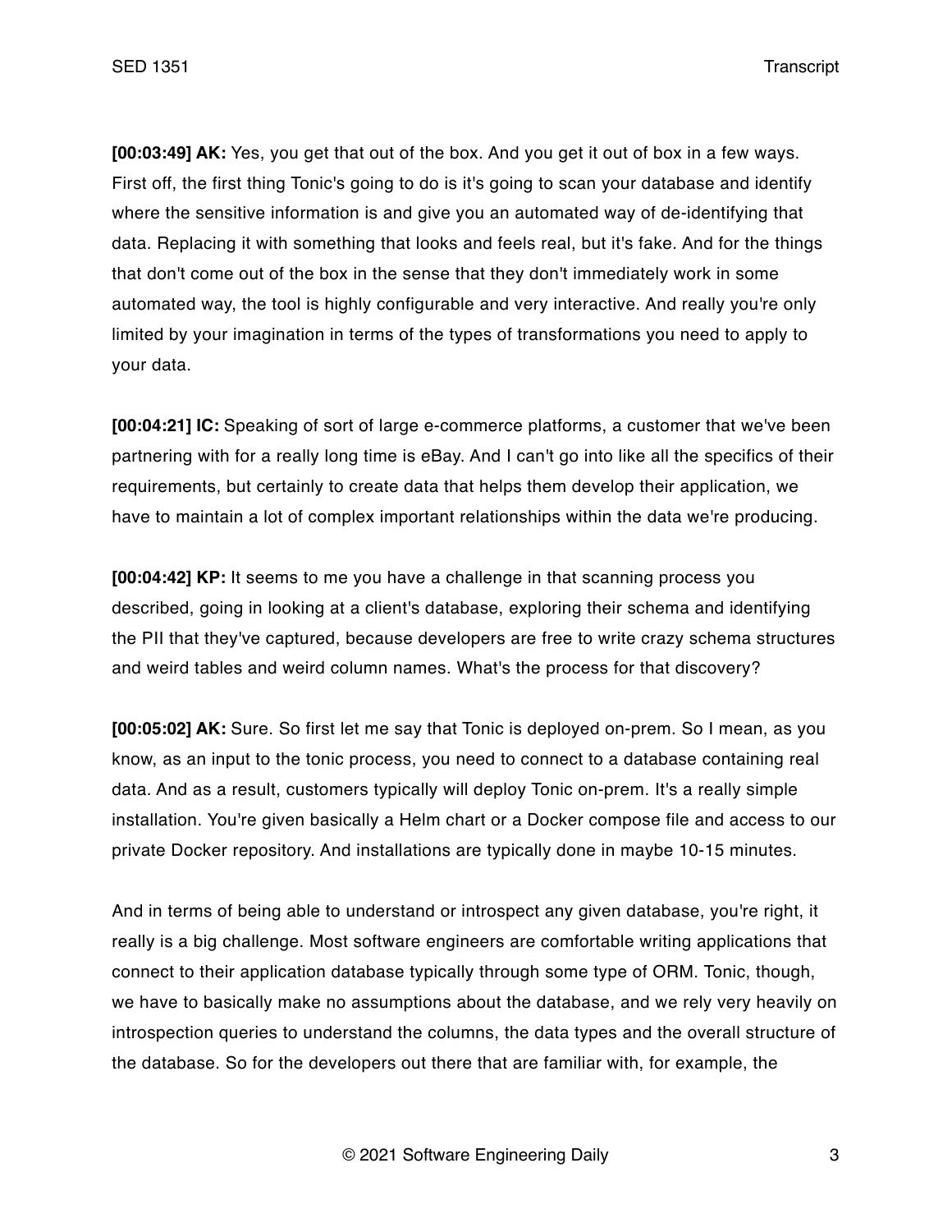**[00:03:49] AK:** Yes, you get that out of the box. And you get it out of box in a few ways. First off, the first thing Tonic's going to do is it's going to scan your database and identify where the sensitive information is and give you an automated way of de-identifying that data. Replacing it with something that looks and feels real, but it's fake. And for the things that don't come out of the box in the sense that they don't immediately work in some automated way, the tool is highly configurable and very interactive. And really you're only limited by your imagination in terms of the types of transformations you need to apply to your data.

**[00:04:21] IC:** Speaking of sort of large e-commerce platforms, a customer that we've been partnering with for a really long time is eBay. And I can't go into like all the specifics of their requirements, but certainly to create data that helps them develop their application, we have to maintain a lot of complex important relationships within the data we're producing.

**[00:04:42] KP:** It seems to me you have a challenge in that scanning process you described, going in looking at a client's database, exploring their schema and identifying the PII that they've captured, because developers are free to write crazy schema structures and weird tables and weird column names. What's the process for that discovery?

**[00:05:02] AK:** Sure. So first let me say that Tonic is deployed on-prem. So I mean, as you know, as an input to the tonic process, you need to connect to a database containing real data. And as a result, customers typically will deploy Tonic on-prem. It's a really simple installation. You're given basically a Helm chart or a Docker compose file and access to our private Docker repository. And installations are typically done in maybe 10-15 minutes.

And in terms of being able to understand or introspect any given database, you're right, it really is a big challenge. Most software engineers are comfortable writing applications that connect to their application database typically through some type of ORM. Tonic, though, we have to basically make no assumptions about the database, and we rely very heavily on introspection queries to understand the columns, the data types and the overall structure of the database. So for the developers out there that are familiar with, for example, the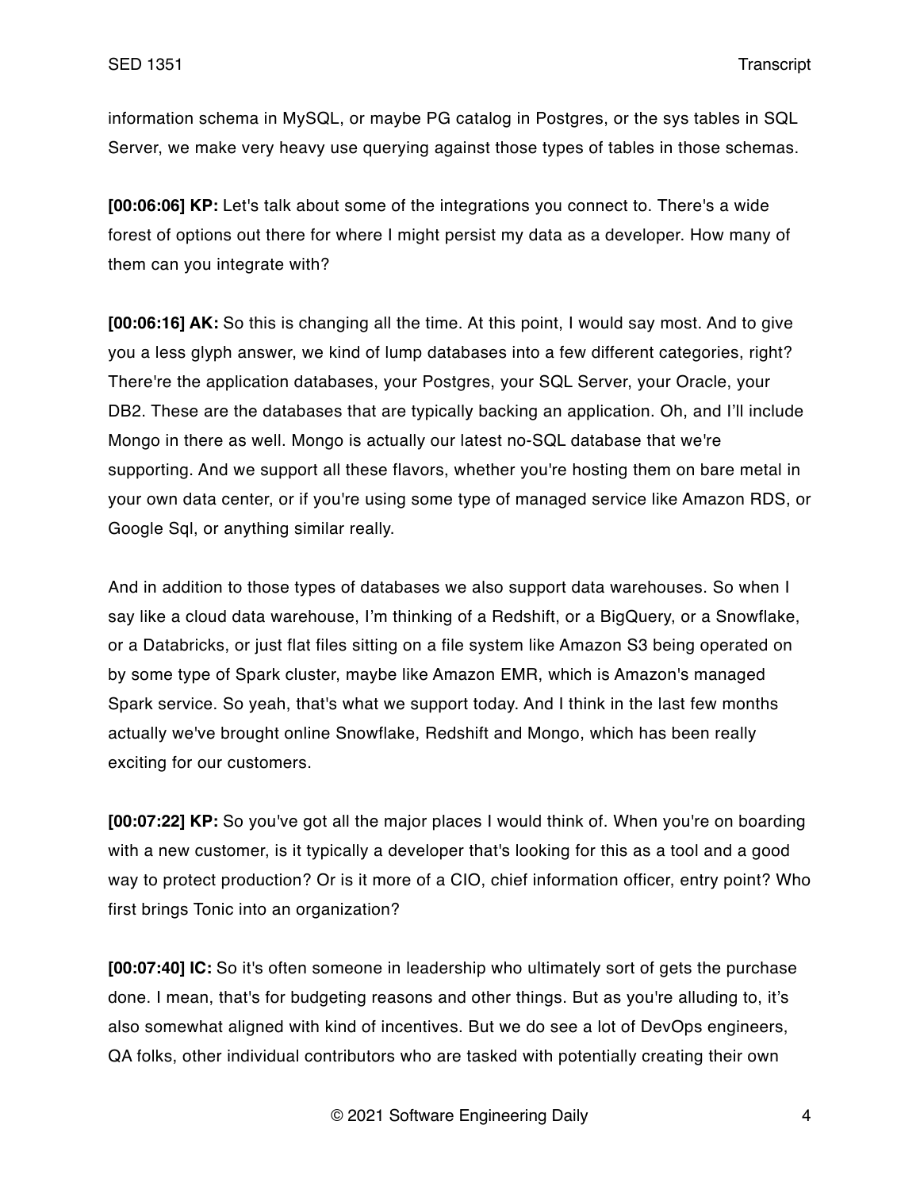information schema in MySQL, or maybe PG catalog in Postgres, or the sys tables in SQL Server, we make very heavy use querying against those types of tables in those schemas.

**[00:06:06] KP:** Let's talk about some of the integrations you connect to. There's a wide forest of options out there for where I might persist my data as a developer. How many of them can you integrate with?

**[00:06:16] AK:** So this is changing all the time. At this point, I would say most. And to give you a less glyph answer, we kind of lump databases into a few different categories, right? There're the application databases, your Postgres, your SQL Server, your Oracle, your DB2. These are the databases that are typically backing an application. Oh, and I'll include Mongo in there as well. Mongo is actually our latest no-SQL database that we're supporting. And we support all these flavors, whether you're hosting them on bare metal in your own data center, or if you're using some type of managed service like Amazon RDS, or Google Sql, or anything similar really.

And in addition to those types of databases we also support data warehouses. So when I say like a cloud data warehouse, I'm thinking of a Redshift, or a BigQuery, or a Snowflake, or a Databricks, or just flat files sitting on a file system like Amazon S3 being operated on by some type of Spark cluster, maybe like Amazon EMR, which is Amazon's managed Spark service. So yeah, that's what we support today. And I think in the last few months actually we've brought online Snowflake, Redshift and Mongo, which has been really exciting for our customers.

**[00:07:22] KP:** So you've got all the major places I would think of. When you're on boarding with a new customer, is it typically a developer that's looking for this as a tool and a good way to protect production? Or is it more of a CIO, chief information officer, entry point? Who first brings Tonic into an organization?

**[00:07:40] IC:** So it's often someone in leadership who ultimately sort of gets the purchase done. I mean, that's for budgeting reasons and other things. But as you're alluding to, it's also somewhat aligned with kind of incentives. But we do see a lot of DevOps engineers, QA folks, other individual contributors who are tasked with potentially creating their own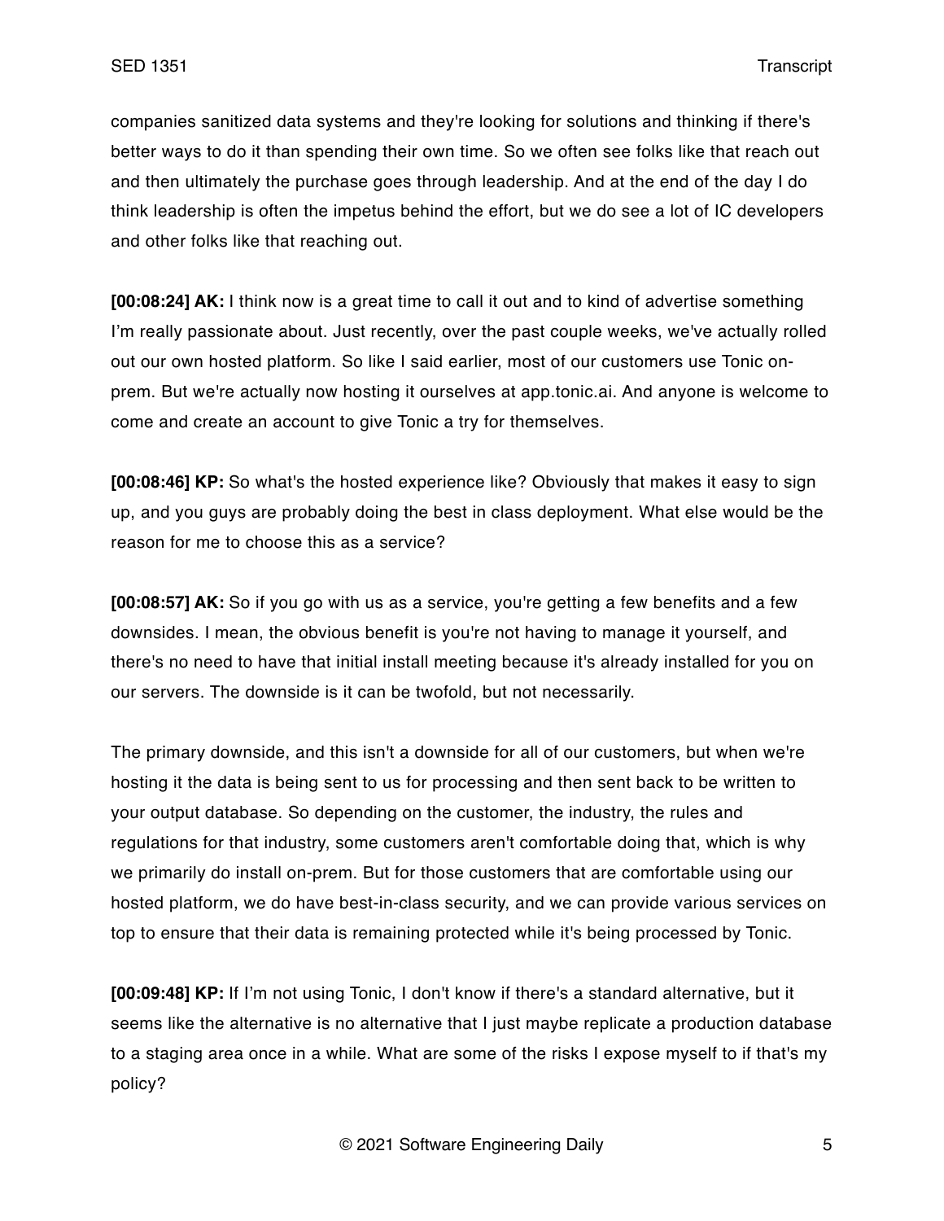companies sanitized data systems and they're looking for solutions and thinking if there's better ways to do it than spending their own time. So we often see folks like that reach out and then ultimately the purchase goes through leadership. And at the end of the day I do think leadership is often the impetus behind the effort, but we do see a lot of IC developers and other folks like that reaching out.

**[00:08:24] AK:** I think now is a great time to call it out and to kind of advertise something I'm really passionate about. Just recently, over the past couple weeks, we've actually rolled out our own hosted platform. So like I said earlier, most of our customers use Tonic on-prem. But we're actually now hosting it ourselves at app.tonic.ai. And anyone is welcome to come and create an account to give Tonic a try for themselves.

**[00:08:46] KP:** So what's the hosted experience like? Obviously that makes it easy to sign up, and you guys are probably doing the best in class deployment. What else would be the reason for me to choose this as a service?

**[00:08:57] AK:** So if you go with us as a service, you're getting a few benefits and a few downsides. I mean, the obvious benefit is you're not having to manage it yourself, and there's no need to have that initial install meeting because it's already installed for you on our servers. The downside is it can be twofold, but not necessarily.

The primary downside, and this isn't a downside for all of our customers, but when we're hosting it the data is being sent to us for processing and then sent back to be written to your output database. So depending on the customer, the industry, the rules and regulations for that industry, some customers aren't comfortable doing that, which is why we primarily do install on-prem. But for those customers that are comfortable using our hosted platform, we do have best-in-class security, and we can provide various services on top to ensure that their data is remaining protected while it's being processed by Tonic.

**[00:09:48] KP:** If I'm not using Tonic, I don't know if there's a standard alternative, but it seems like the alternative is no alternative that I just maybe replicate a production database to a staging area once in a while. What are some of the risks I expose myself to if that's my policy?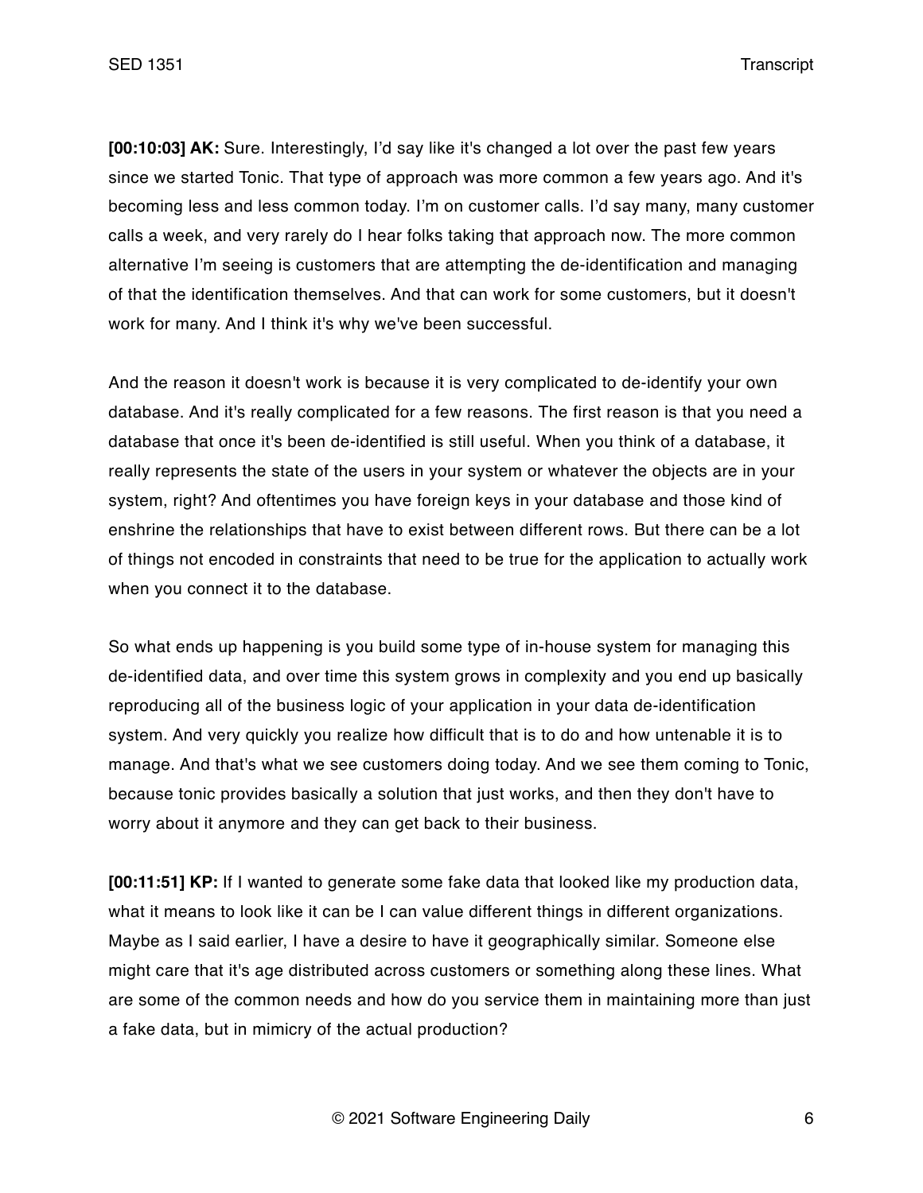**[00:10:03] AK:** Sure. Interestingly, I'd say like it's changed a lot over the past few years since we started Tonic. That type of approach was more common a few years ago. And it's becoming less and less common today. I'm on customer calls. I'd say many, many customer calls a week, and very rarely do I hear folks taking that approach now. The more common alternative I'm seeing is customers that are attempting the de-identification and managing of that the identification themselves. And that can work for some customers, but it doesn't work for many. And I think it's why we've been successful.

And the reason it doesn't work is because it is very complicated to de-identify your own database. And it's really complicated for a few reasons. The first reason is that you need a database that once it's been de-identified is still useful. When you think of a database, it really represents the state of the users in your system or whatever the objects are in your system, right? And oftentimes you have foreign keys in your database and those kind of enshrine the relationships that have to exist between different rows. But there can be a lot of things not encoded in constraints that need to be true for the application to actually work when you connect it to the database.

So what ends up happening is you build some type of in-house system for managing this de-identified data, and over time this system grows in complexity and you end up basically reproducing all of the business logic of your application in your data de-identification system. And very quickly you realize how difficult that is to do and how untenable it is to manage. And that's what we see customers doing today. And we see them coming to Tonic, because tonic provides basically a solution that just works, and then they don't have to worry about it anymore and they can get back to their business.

**[00:11:51] KP:** If I wanted to generate some fake data that looked like my production data, what it means to look like it can be I can value different things in different organizations. Maybe as I said earlier, I have a desire to have it geographically similar. Someone else might care that it's age distributed across customers or something along these lines. What are some of the common needs and how do you service them in maintaining more than just a fake data, but in mimicry of the actual production?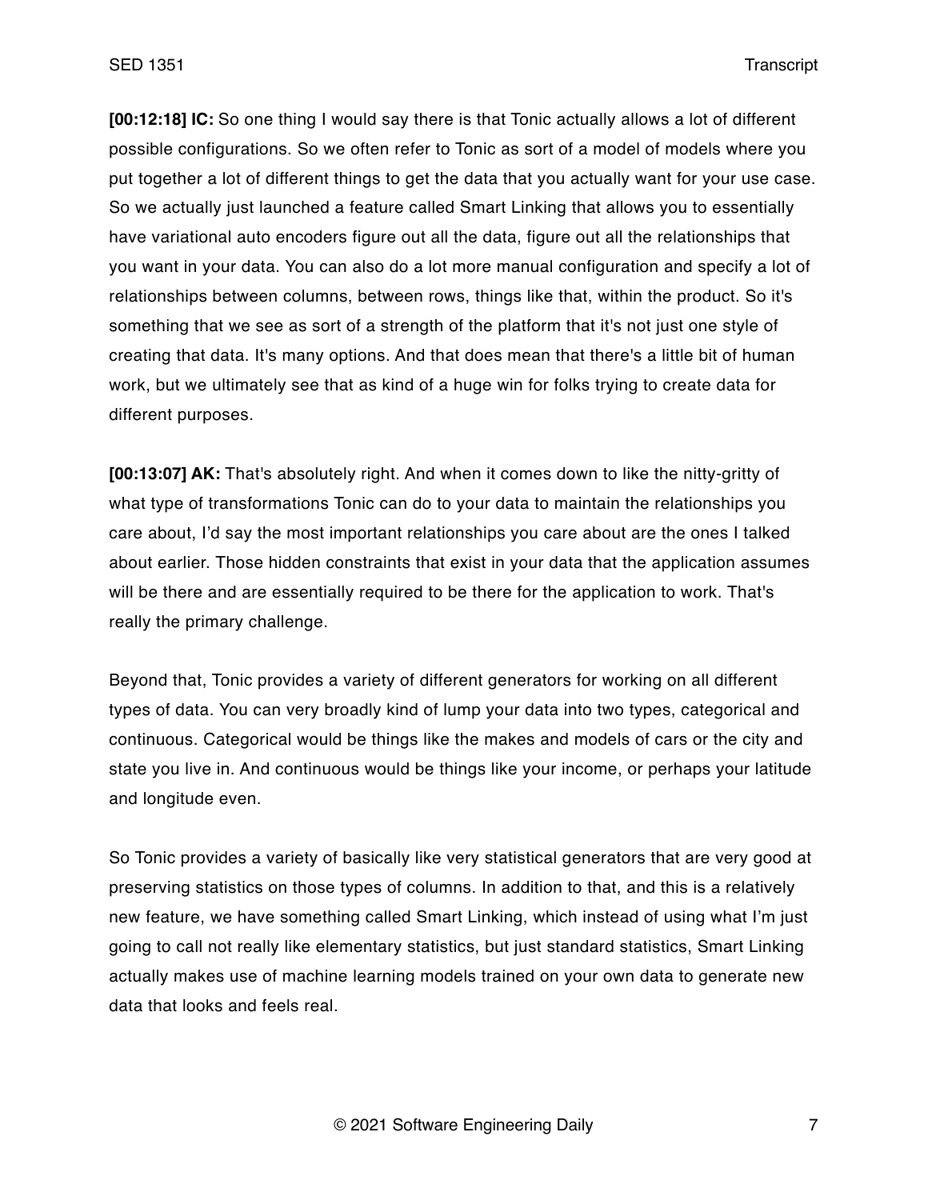**[00:12:18] IC:** So one thing I would say there is that Tonic actually allows a lot of different possible configurations. So we often refer to Tonic as sort of a model of models where you put together a lot of different things to get the data that you actually want for your use case. So we actually just launched a feature called Smart Linking that allows you to essentially have variational auto encoders figure out all the data, figure out all the relationships that you want in your data. You can also do a lot more manual configuration and specify a lot of relationships between columns, between rows, things like that, within the product. So it's something that we see as sort of a strength of the platform that it's not just one style of creating that data. It's many options. And that does mean that there's a little bit of human work, but we ultimately see that as kind of a huge win for folks trying to create data for different purposes.

**[00:13:07] AK:** That's absolutely right. And when it comes down to like the nitty-gritty of what type of transformations Tonic can do to your data to maintain the relationships you care about, I'd say the most important relationships you care about are the ones I talked about earlier. Those hidden constraints that exist in your data that the application assumes will be there and are essentially required to be there for the application to work. That's really the primary challenge.

Beyond that, Tonic provides a variety of different generators for working on all different types of data. You can very broadly kind of lump your data into two types, categorical and continuous. Categorical would be things like the makes and models of cars or the city and state you live in. And continuous would be things like your income, or perhaps your latitude and longitude even.

So Tonic provides a variety of basically like very statistical generators that are very good at preserving statistics on those types of columns. In addition to that, and this is a relatively new feature, we have something called Smart Linking, which instead of using what I'm just going to call not really like elementary statistics, but just standard statistics, Smart Linking actually makes use of machine learning models trained on your own data to generate new data that looks and feels real.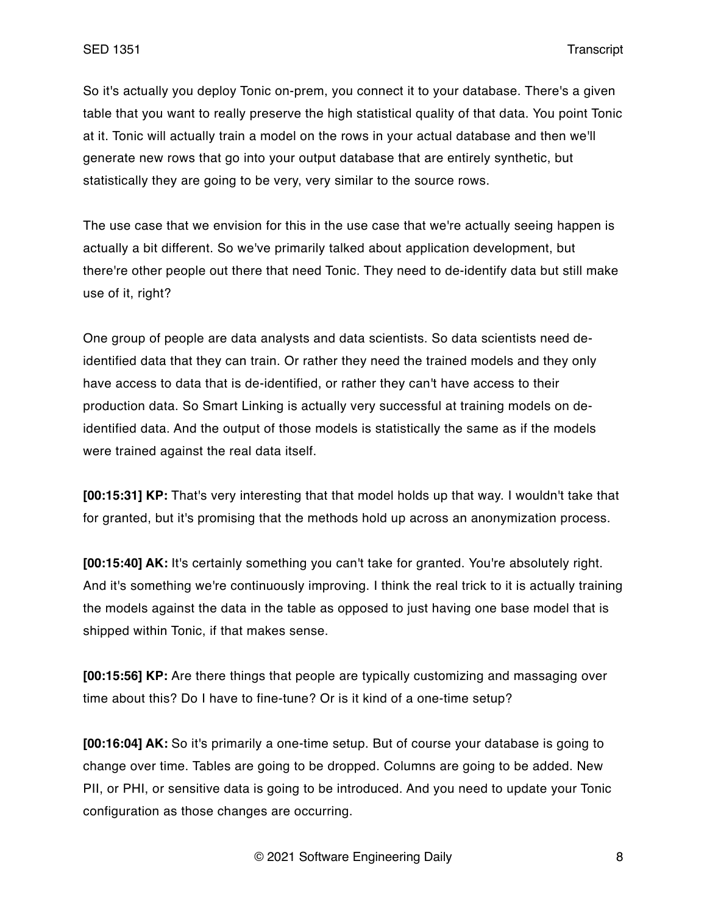So it's actually you deploy Tonic on-prem, you connect it to your database. There's a given table that you want to really preserve the high statistical quality of that data. You point Tonic at it. Tonic will actually train a model on the rows in your actual database and then we'll generate new rows that go into your output database that are entirely synthetic, but statistically they are going to be very, very similar to the source rows.

The use case that we envision for this in the use case that we're actually seeing happen is actually a bit different. So we've primarily talked about application development, but there're other people out there that need Tonic. They need to de-identify data but still make use of it, right?

One group of people are data analysts and data scientists. So data scientists need de-identified data that they can train. Or rather they need the trained models and they only have access to data that is de-identified, or rather they can't have access to their production data. So Smart Linking is actually very successful at training models on de-identified data. And the output of those models is statistically the same as if the models were trained against the real data itself.

**[00:15:31] KP:** That's very interesting that that model holds up that way. I wouldn't take that for granted, but it's promising that the methods hold up across an anonymization process.

**[00:15:40] AK:** It's certainly something you can't take for granted. You're absolutely right. And it's something we're continuously improving. I think the real trick to it is actually training the models against the data in the table as opposed to just having one base model that is shipped within Tonic, if that makes sense.

**[00:15:56] KP:** Are there things that people are typically customizing and massaging over time about this? Do I have to fine-tune? Or is it kind of a one-time setup?

**[00:16:04] AK:** So it's primarily a one-time setup. But of course your database is going to change over time. Tables are going to be dropped. Columns are going to be added. New PII, or PHI, or sensitive data is going to be introduced. And you need to update your Tonic configuration as those changes are occurring.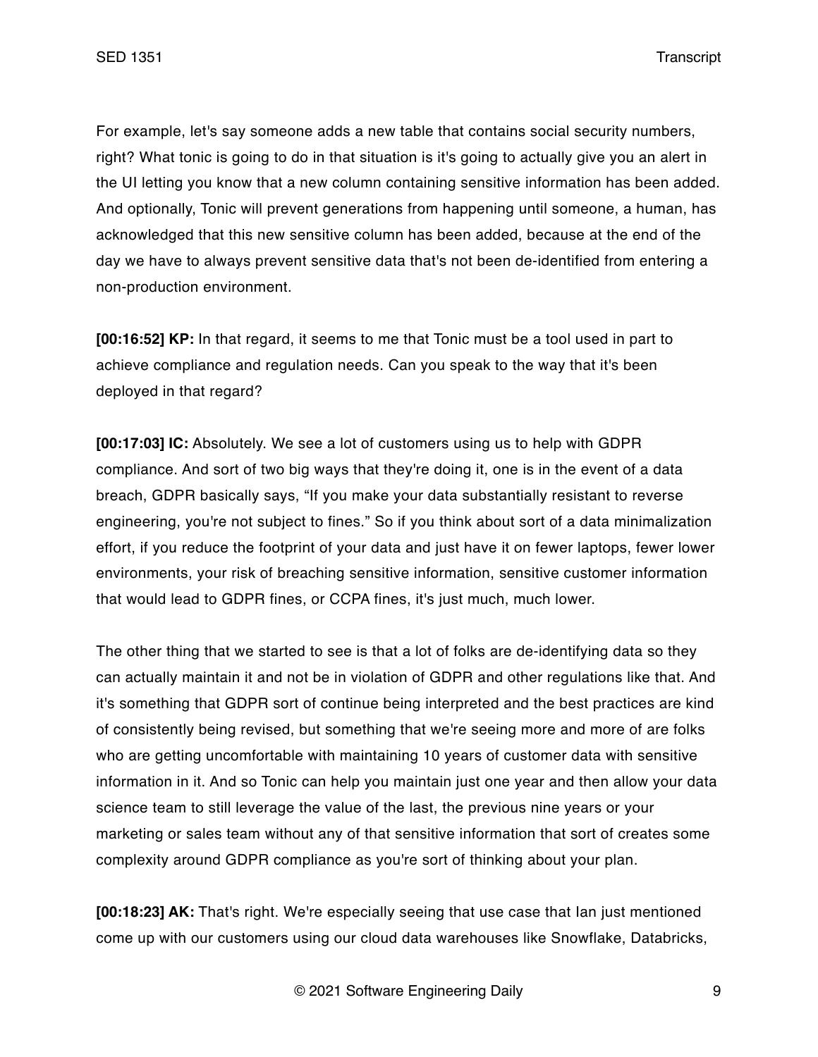For example, let's say someone adds a new table that contains social security numbers, right? What tonic is going to do in that situation is it's going to actually give you an alert in the UI letting you know that a new column containing sensitive information has been added. And optionally, Tonic will prevent generations from happening until someone, a human, has acknowledged that this new sensitive column has been added, because at the end of the day we have to always prevent sensitive data that's not been de-identified from entering a non-production environment.

**[00:16:52] KP:** In that regard, it seems to me that Tonic must be a tool used in part to achieve compliance and regulation needs. Can you speak to the way that it's been deployed in that regard?

**[00:17:03] IC:** Absolutely. We see a lot of customers using us to help with GDPR compliance. And sort of two big ways that they're doing it, one is in the event of a data breach, GDPR basically says, "If you make your data substantially resistant to reverse engineering, you're not subject to fines." So if you think about sort of a data minimalization effort, if you reduce the footprint of your data and just have it on fewer laptops, fewer lower environments, your risk of breaching sensitive information, sensitive customer information that would lead to GDPR fines, or CCPA fines, it's just much, much lower.

The other thing that we started to see is that a lot of folks are de-identifying data so they can actually maintain it and not be in violation of GDPR and other regulations like that. And it's something that GDPR sort of continue being interpreted and the best practices are kind of consistently being revised, but something that we're seeing more and more of are folks who are getting uncomfortable with maintaining 10 years of customer data with sensitive information in it. And so Tonic can help you maintain just one year and then allow your data science team to still leverage the value of the last, the previous nine years or your marketing or sales team without any of that sensitive information that sort of creates some complexity around GDPR compliance as you're sort of thinking about your plan.

**[00:18:23] AK:** That's right. We're especially seeing that use case that Ian just mentioned come up with our customers using our cloud data warehouses like Snowflake, Databricks,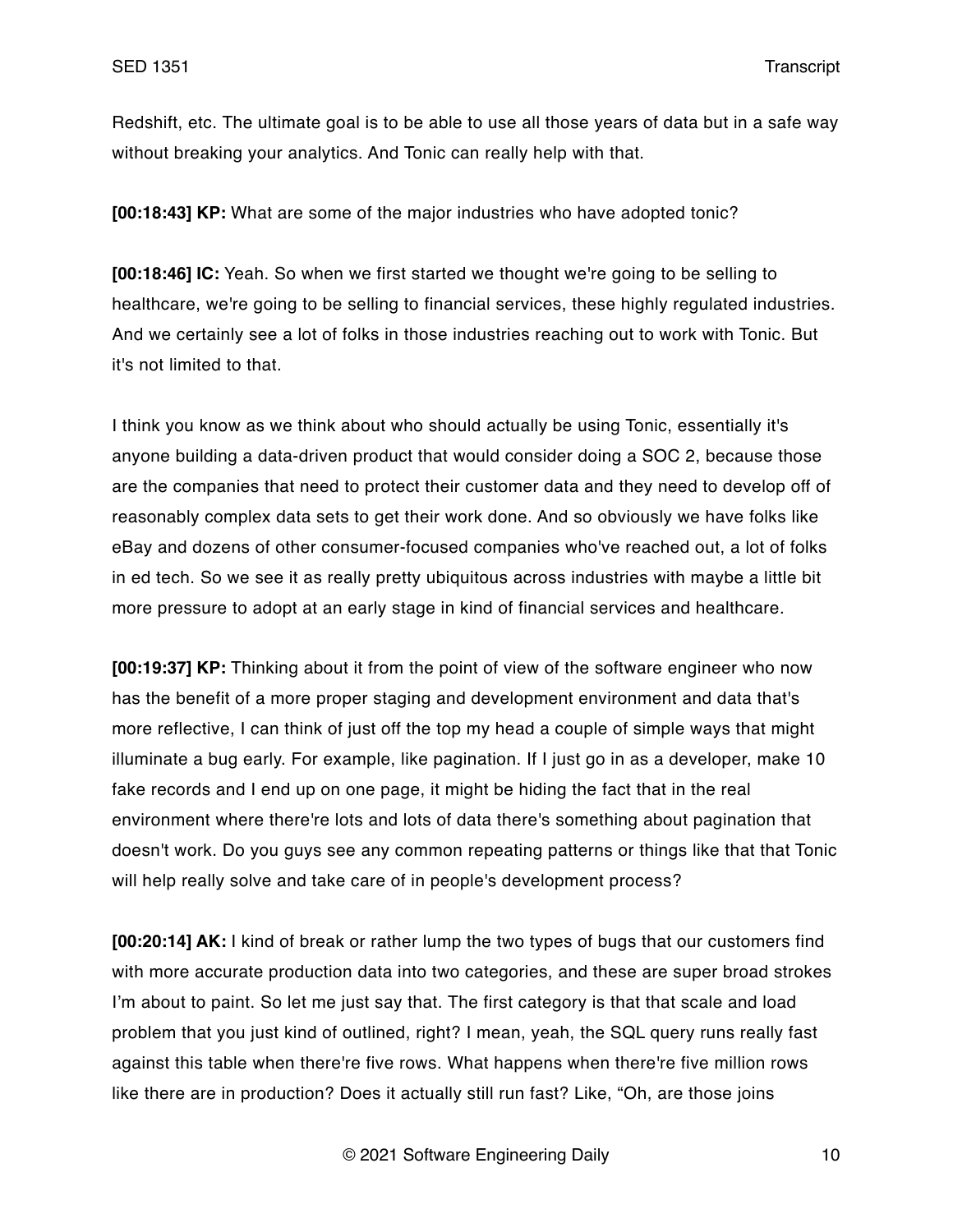Redshift, etc. The ultimate goal is to be able to use all those years of data but in a safe way without breaking your analytics. And Tonic can really help with that.

**[00:18:43] KP:** What are some of the major industries who have adopted tonic?

**[00:18:46] IC:** Yeah. So when we first started we thought we're going to be selling to healthcare, we're going to be selling to financial services, these highly regulated industries. And we certainly see a lot of folks in those industries reaching out to work with Tonic. But it's not limited to that.

I think you know as we think about who should actually be using Tonic, essentially it's anyone building a data-driven product that would consider doing a SOC 2, because those are the companies that need to protect their customer data and they need to develop off of reasonably complex data sets to get their work done. And so obviously we have folks like eBay and dozens of other consumer-focused companies who've reached out, a lot of folks in ed tech. So we see it as really pretty ubiquitous across industries with maybe a little bit more pressure to adopt at an early stage in kind of financial services and healthcare.

**[00:19:37] KP:** Thinking about it from the point of view of the software engineer who now has the benefit of a more proper staging and development environment and data that's more reflective, I can think of just off the top my head a couple of simple ways that might illuminate a bug early. For example, like pagination. If I just go in as a developer, make 10 fake records and I end up on one page, it might be hiding the fact that in the real environment where there're lots and lots of data there's something about pagination that doesn't work. Do you guys see any common repeating patterns or things like that that Tonic will help really solve and take care of in people's development process?

**[00:20:14] AK:** I kind of break or rather lump the two types of bugs that our customers find with more accurate production data into two categories, and these are super broad strokes I'm about to paint. So let me just say that. The first category is that that scale and load problem that you just kind of outlined, right? I mean, yeah, the SQL query runs really fast against this table when there're five rows. What happens when there're five million rows like there are in production? Does it actually still run fast? Like, "Oh, are those joins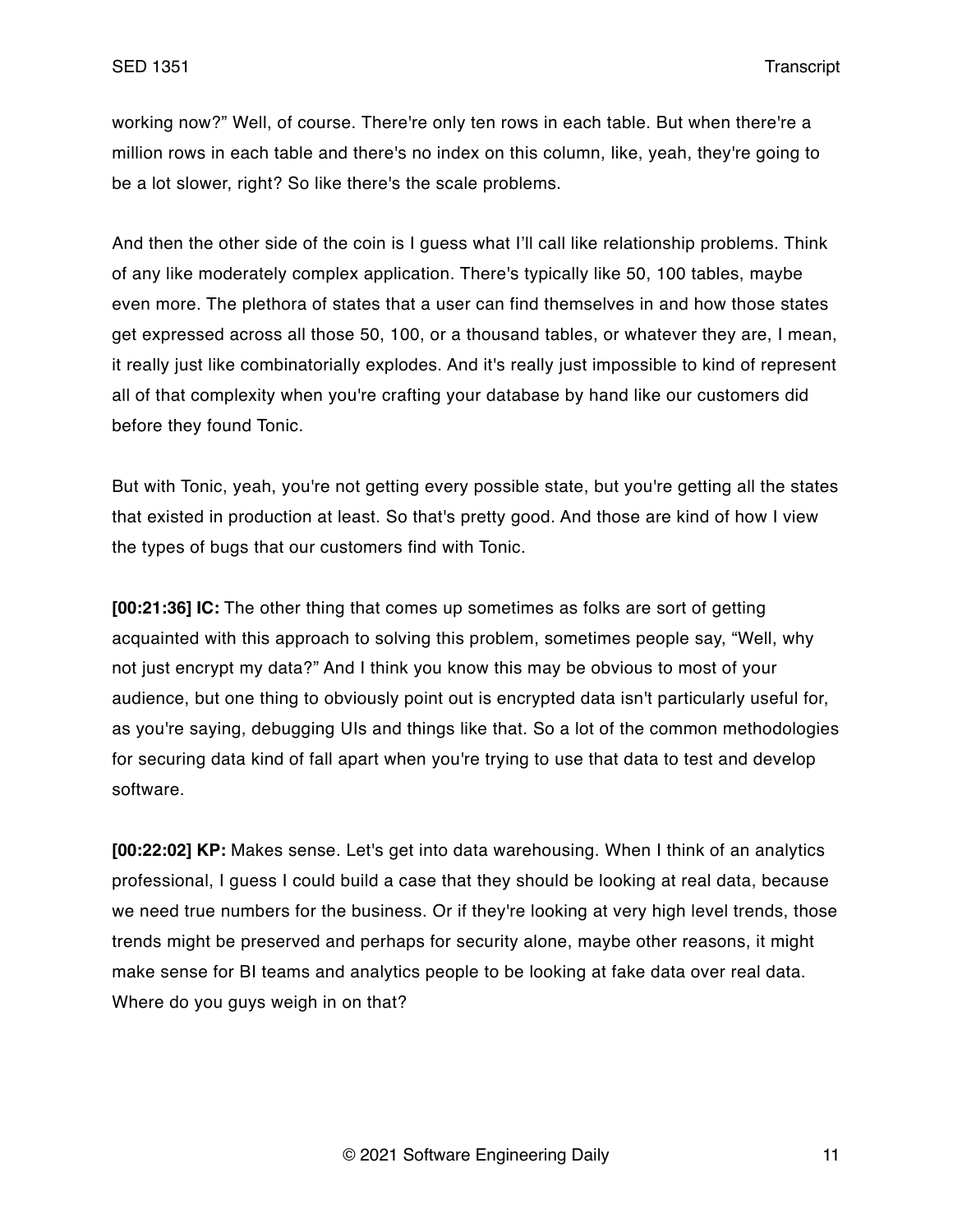working now?" Well, of course. There're only ten rows in each table. But when there're a million rows in each table and there's no index on this column, like, yeah, they're going to be a lot slower, right? So like there's the scale problems.

And then the other side of the coin is I guess what I'll call like relationship problems. Think of any like moderately complex application. There's typically like 50, 100 tables, maybe even more. The plethora of states that a user can find themselves in and how those states get expressed across all those 50, 100, or a thousand tables, or whatever they are, I mean, it really just like combinatorially explodes. And it's really just impossible to kind of represent all of that complexity when you're crafting your database by hand like our customers did before they found Tonic.

But with Tonic, yeah, you're not getting every possible state, but you're getting all the states that existed in production at least. So that's pretty good. And those are kind of how I view the types of bugs that our customers find with Tonic.

**[00:21:36] IC:** The other thing that comes up sometimes as folks are sort of getting acquainted with this approach to solving this problem, sometimes people say, "Well, why not just encrypt my data?" And I think you know this may be obvious to most of your audience, but one thing to obviously point out is encrypted data isn't particularly useful for, as you're saying, debugging UIs and things like that. So a lot of the common methodologies for securing data kind of fall apart when you're trying to use that data to test and develop software.

**[00:22:02] KP:** Makes sense. Let's get into data warehousing. When I think of an analytics professional, I guess I could build a case that they should be looking at real data, because we need true numbers for the business. Or if they're looking at very high level trends, those trends might be preserved and perhaps for security alone, maybe other reasons, it might make sense for BI teams and analytics people to be looking at fake data over real data. Where do you guys weigh in on that?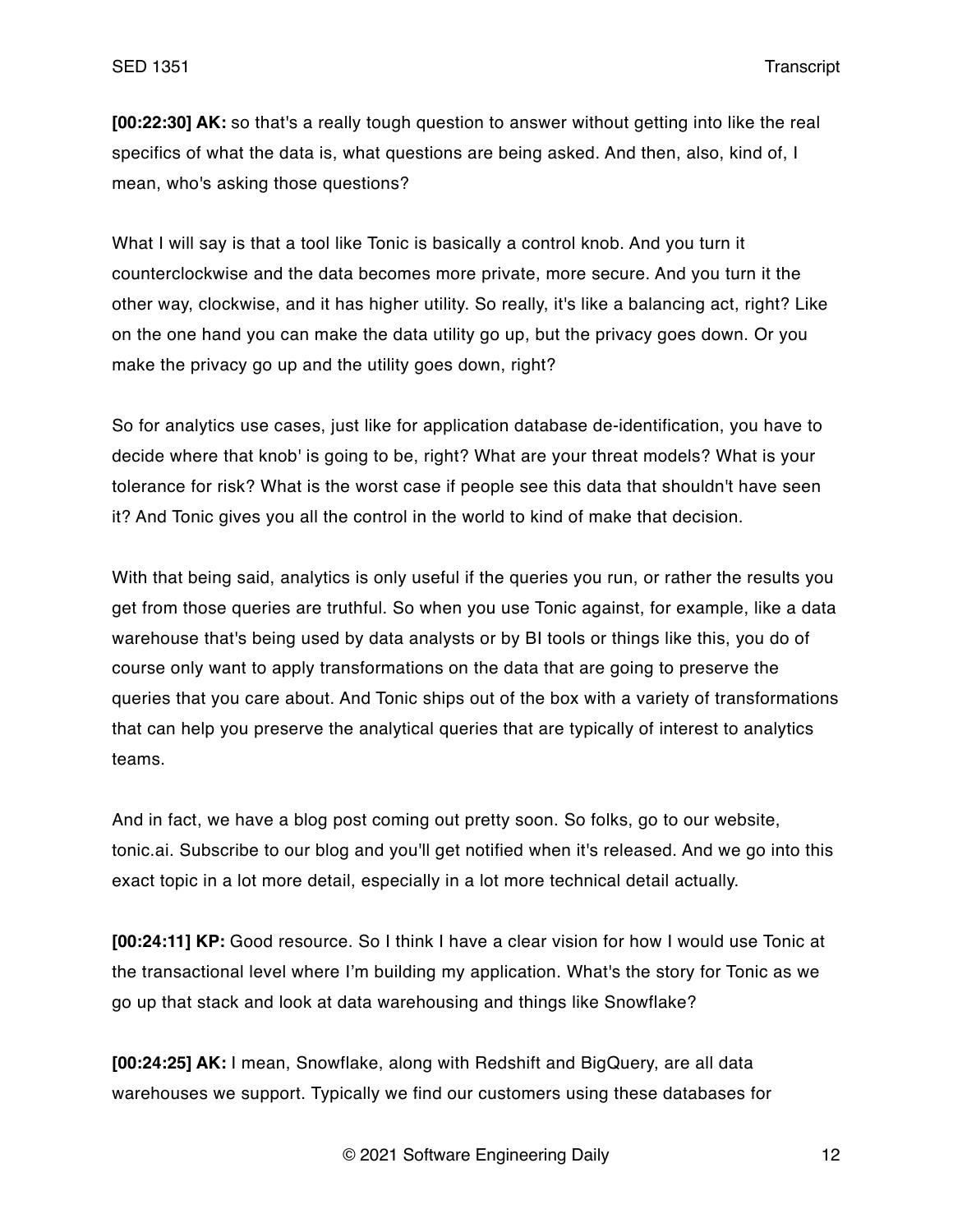**[00:22:30] AK:** so that's a really tough question to answer without getting into like the real specifics of what the data is, what questions are being asked. And then, also, kind of, I mean, who's asking those questions?

What I will say is that a tool like Tonic is basically a control knob. And you turn it counterclockwise and the data becomes more private, more secure. And you turn it the other way, clockwise, and it has higher utility. So really, it's like a balancing act, right? Like on the one hand you can make the data utility go up, but the privacy goes down. Or you make the privacy go up and the utility goes down, right?

So for analytics use cases, just like for application database de-identification, you have to decide where that knob' is going to be, right? What are your threat models? What is your tolerance for risk? What is the worst case if people see this data that shouldn't have seen it? And Tonic gives you all the control in the world to kind of make that decision.

With that being said, analytics is only useful if the queries you run, or rather the results you get from those queries are truthful. So when you use Tonic against, for example, like a data warehouse that's being used by data analysts or by BI tools or things like this, you do of course only want to apply transformations on the data that are going to preserve the queries that you care about. And Tonic ships out of the box with a variety of transformations that can help you preserve the analytical queries that are typically of interest to analytics teams.

And in fact, we have a blog post coming out pretty soon. So folks, go to our website, tonic.ai. Subscribe to our blog and you'll get notified when it's released. And we go into this exact topic in a lot more detail, especially in a lot more technical detail actually.

**[00:24:11] KP:** Good resource. So I think I have a clear vision for how I would use Tonic at the transactional level where I'm building my application. What's the story for Tonic as we go up that stack and look at data warehousing and things like Snowflake?

**[00:24:25] AK:** I mean, Snowflake, along with Redshift and BigQuery, are all data warehouses we support. Typically we find our customers using these databases for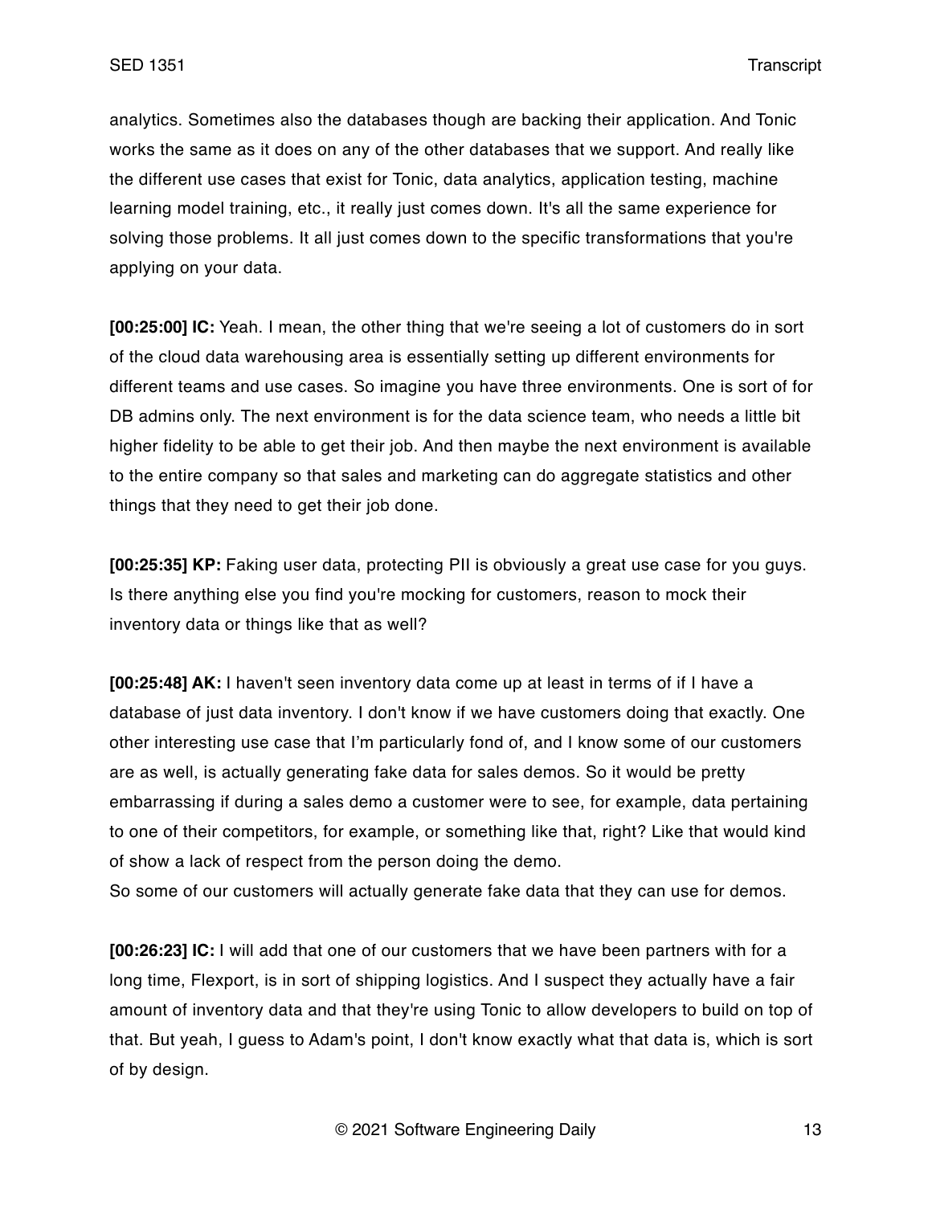analytics. Sometimes also the databases though are backing their application. And Tonic works the same as it does on any of the other databases that we support. And really like the different use cases that exist for Tonic, data analytics, application testing, machine learning model training, etc., it really just comes down. It's all the same experience for solving those problems. It all just comes down to the specific transformations that you're applying on your data.

**[00:25:00] IC:** Yeah. I mean, the other thing that we're seeing a lot of customers do in sort of the cloud data warehousing area is essentially setting up different environments for different teams and use cases. So imagine you have three environments. One is sort of for DB admins only. The next environment is for the data science team, who needs a little bit higher fidelity to be able to get their job. And then maybe the next environment is available to the entire company so that sales and marketing can do aggregate statistics and other things that they need to get their job done.

**[00:25:35] KP:** Faking user data, protecting PII is obviously a great use case for you guys. Is there anything else you find you're mocking for customers, reason to mock their inventory data or things like that as well?

**[00:25:48] AK:** I haven't seen inventory data come up at least in terms of if I have a database of just data inventory. I don't know if we have customers doing that exactly. One other interesting use case that I'm particularly fond of, and I know some of our customers are as well, is actually generating fake data for sales demos. So it would be pretty embarrassing if during a sales demo a customer were to see, for example, data pertaining to one of their competitors, for example, or something like that, right? Like that would kind of show a lack of respect from the person doing the demo.
So some of our customers will actually generate fake data that they can use for demos.

**[00:26:23] IC:** I will add that one of our customers that we have been partners with for a long time, Flexport, is in sort of shipping logistics. And I suspect they actually have a fair amount of inventory data and that they're using Tonic to allow developers to build on top of that. But yeah, I guess to Adam's point, I don't know exactly what that data is, which is sort of by design.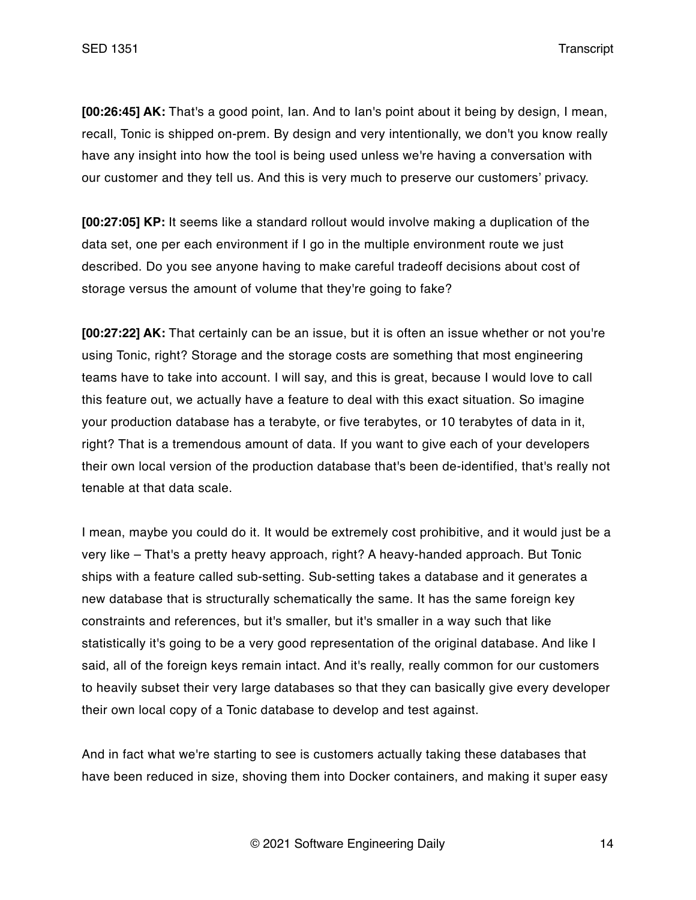**[00:26:45] AK:** That's a good point, Ian. And to Ian's point about it being by design, I mean, recall, Tonic is shipped on-prem. By design and very intentionally, we don't you know really have any insight into how the tool is being used unless we're having a conversation with our customer and they tell us. And this is very much to preserve our customers' privacy.

**[00:27:05] KP:** It seems like a standard rollout would involve making a duplication of the data set, one per each environment if I go in the multiple environment route we just described. Do you see anyone having to make careful tradeoff decisions about cost of storage versus the amount of volume that they're going to fake?

**[00:27:22] AK:** That certainly can be an issue, but it is often an issue whether or not you're using Tonic, right? Storage and the storage costs are something that most engineering teams have to take into account. I will say, and this is great, because I would love to call this feature out, we actually have a feature to deal with this exact situation. So imagine your production database has a terabyte, or five terabytes, or 10 terabytes of data in it, right? That is a tremendous amount of data. If you want to give each of your developers their own local version of the production database that's been de-identified, that's really not tenable at that data scale.

I mean, maybe you could do it. It would be extremely cost prohibitive, and it would just be a very like – That's a pretty heavy approach, right? A heavy-handed approach. But Tonic ships with a feature called sub-setting. Sub-setting takes a database and it generates a new database that is structurally schematically the same. It has the same foreign key constraints and references, but it's smaller, but it's smaller in a way such that like statistically it's going to be a very good representation of the original database. And like I said, all of the foreign keys remain intact. And it's really, really common for our customers to heavily subset their very large databases so that they can basically give every developer their own local copy of a Tonic database to develop and test against.

And in fact what we're starting to see is customers actually taking these databases that have been reduced in size, shoving them into Docker containers, and making it super easy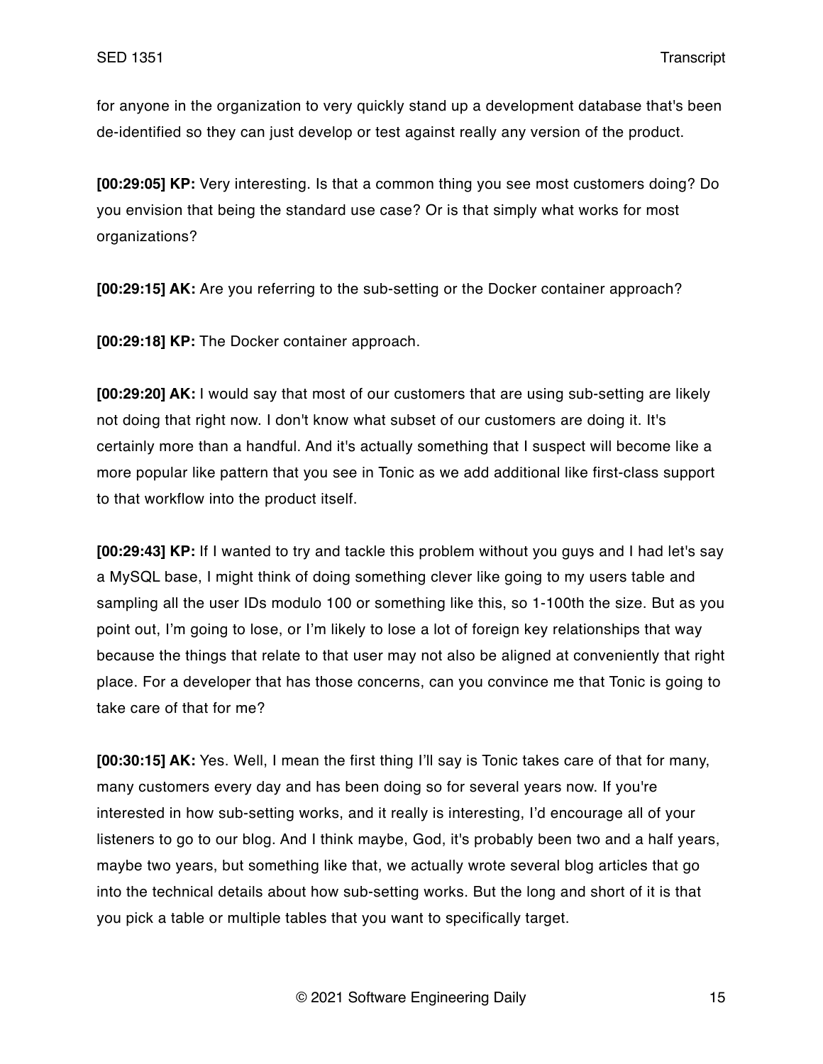for anyone in the organization to very quickly stand up a development database that's been de-identified so they can just develop or test against really any version of the product.

**[00:29:05] KP:** Very interesting. Is that a common thing you see most customers doing? Do you envision that being the standard use case? Or is that simply what works for most organizations?

**[00:29:15] AK:** Are you referring to the sub-setting or the Docker container approach?

**[00:29:18] KP:** The Docker container approach.

**[00:29:20] AK:** I would say that most of our customers that are using sub-setting are likely not doing that right now. I don't know what subset of our customers are doing it. It's certainly more than a handful. And it's actually something that I suspect will become like a more popular like pattern that you see in Tonic as we add additional like first-class support to that workflow into the product itself.

**[00:29:43] KP:** If I wanted to try and tackle this problem without you guys and I had let's say a MySQL base, I might think of doing something clever like going to my users table and sampling all the user IDs modulo 100 or something like this, so 1-100th the size. But as you point out, I'm going to lose, or I'm likely to lose a lot of foreign key relationships that way because the things that relate to that user may not also be aligned at conveniently that right place. For a developer that has those concerns, can you convince me that Tonic is going to take care of that for me?

**[00:30:15] AK:** Yes. Well, I mean the first thing I'll say is Tonic takes care of that for many, many customers every day and has been doing so for several years now. If you're interested in how sub-setting works, and it really is interesting, I'd encourage all of your listeners to go to our blog. And I think maybe, God, it's probably been two and a half years, maybe two years, but something like that, we actually wrote several blog articles that go into the technical details about how sub-setting works. But the long and short of it is that you pick a table or multiple tables that you want to specifically target.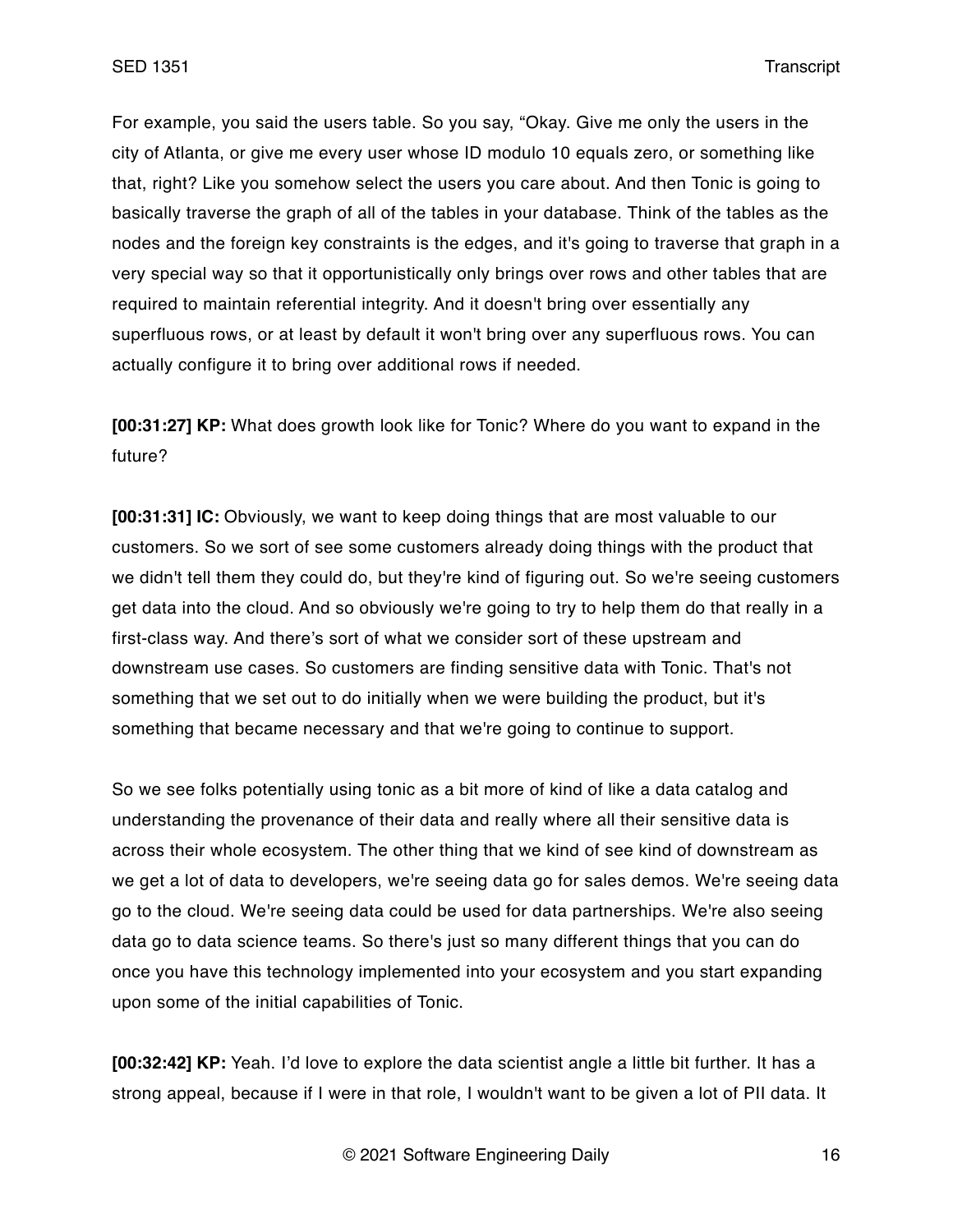For example, you said the users table. So you say, "Okay. Give me only the users in the city of Atlanta, or give me every user whose ID modulo 10 equals zero, or something like that, right? Like you somehow select the users you care about. And then Tonic is going to basically traverse the graph of all of the tables in your database. Think of the tables as the nodes and the foreign key constraints is the edges, and it's going to traverse that graph in a very special way so that it opportunistically only brings over rows and other tables that are required to maintain referential integrity. And it doesn't bring over essentially any superfluous rows, or at least by default it won't bring over any superfluous rows. You can actually configure it to bring over additional rows if needed.

**[00:31:27] KP:** What does growth look like for Tonic? Where do you want to expand in the future?

**[00:31:31] IC:** Obviously, we want to keep doing things that are most valuable to our customers. So we sort of see some customers already doing things with the product that we didn't tell them they could do, but they're kind of figuring out. So we're seeing customers get data into the cloud. And so obviously we're going to try to help them do that really in a first-class way. And there's sort of what we consider sort of these upstream and downstream use cases. So customers are finding sensitive data with Tonic. That's not something that we set out to do initially when we were building the product, but it's something that became necessary and that we're going to continue to support.

So we see folks potentially using tonic as a bit more of kind of like a data catalog and understanding the provenance of their data and really where all their sensitive data is across their whole ecosystem. The other thing that we kind of see kind of downstream as we get a lot of data to developers, we're seeing data go for sales demos. We're seeing data go to the cloud. We're seeing data could be used for data partnerships. We're also seeing data go to data science teams. So there's just so many different things that you can do once you have this technology implemented into your ecosystem and you start expanding upon some of the initial capabilities of Tonic.

**[00:32:42] KP:** Yeah. I'd love to explore the data scientist angle a little bit further. It has a strong appeal, because if I were in that role, I wouldn't want to be given a lot of PII data. It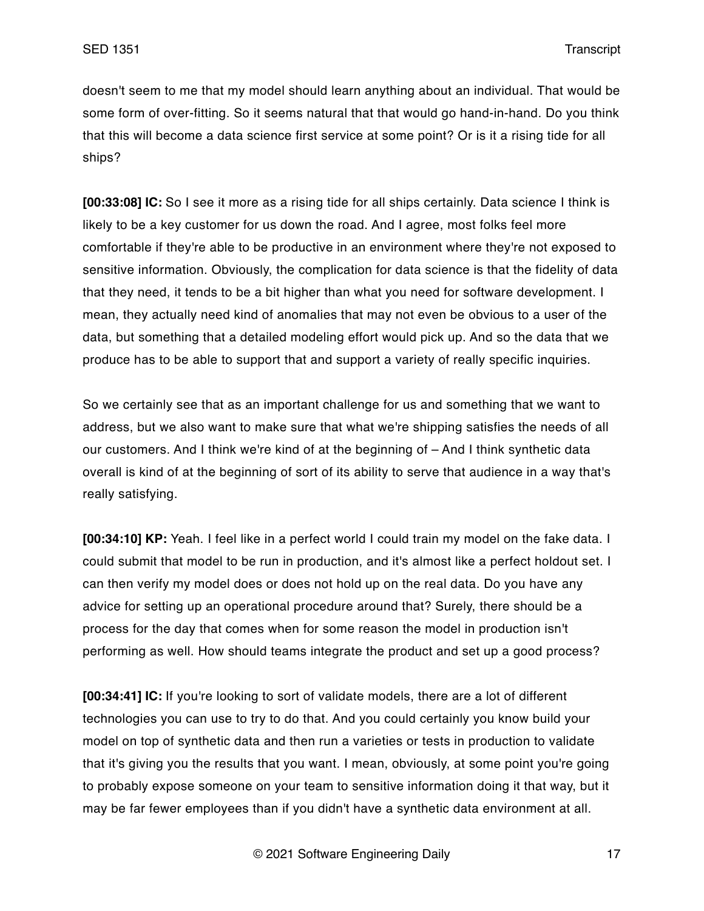doesn't seem to me that my model should learn anything about an individual. That would be some form of over-fitting. So it seems natural that that would go hand-in-hand. Do you think that this will become a data science first service at some point? Or is it a rising tide for all ships?

**[00:33:08] IC:** So I see it more as a rising tide for all ships certainly. Data science I think is likely to be a key customer for us down the road. And I agree, most folks feel more comfortable if they're able to be productive in an environment where they're not exposed to sensitive information. Obviously, the complication for data science is that the fidelity of data that they need, it tends to be a bit higher than what you need for software development. I mean, they actually need kind of anomalies that may not even be obvious to a user of the data, but something that a detailed modeling effort would pick up. And so the data that we produce has to be able to support that and support a variety of really specific inquiries.

So we certainly see that as an important challenge for us and something that we want to address, but we also want to make sure that what we're shipping satisfies the needs of all our customers. And I think we're kind of at the beginning of – And I think synthetic data overall is kind of at the beginning of sort of its ability to serve that audience in a way that's really satisfying.

**[00:34:10] KP:** Yeah. I feel like in a perfect world I could train my model on the fake data. I could submit that model to be run in production, and it's almost like a perfect holdout set. I can then verify my model does or does not hold up on the real data. Do you have any advice for setting up an operational procedure around that? Surely, there should be a process for the day that comes when for some reason the model in production isn't performing as well. How should teams integrate the product and set up a good process?

**[00:34:41] IC:** If you're looking to sort of validate models, there are a lot of different technologies you can use to try to do that. And you could certainly you know build your model on top of synthetic data and then run a varieties or tests in production to validate that it's giving you the results that you want. I mean, obviously, at some point you're going to probably expose someone on your team to sensitive information doing it that way, but it may be far fewer employees than if you didn't have a synthetic data environment at all.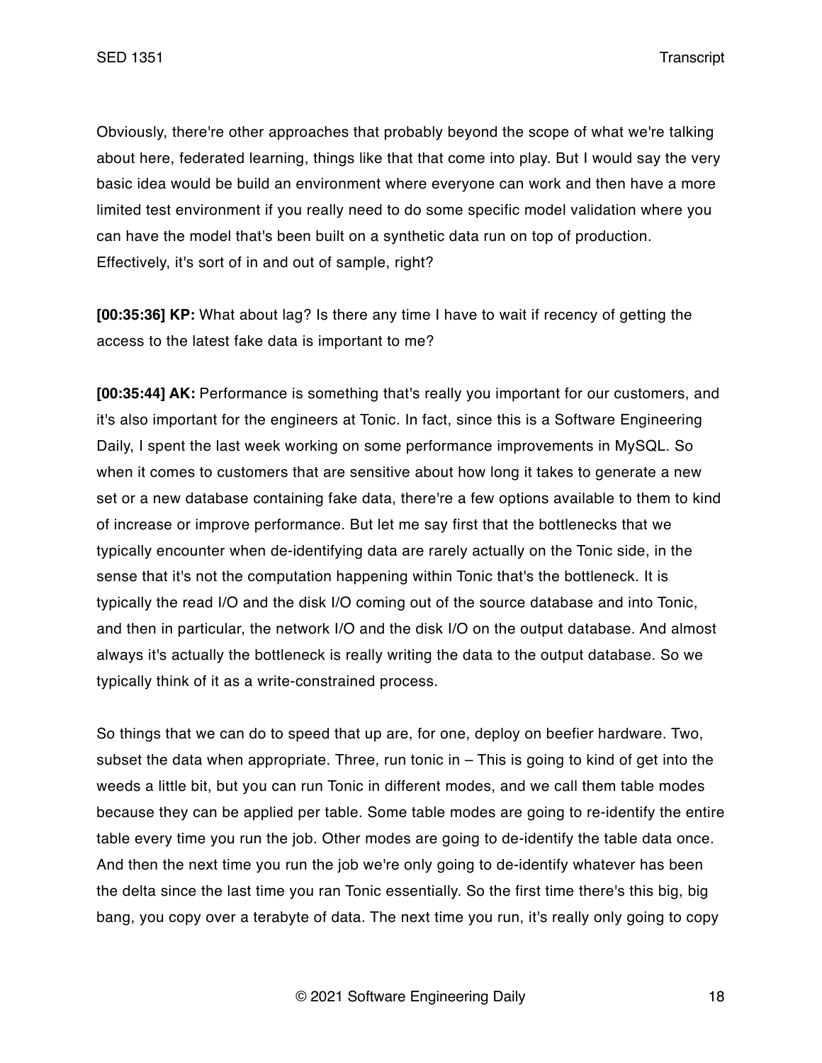Obviously, there're other approaches that probably beyond the scope of what we're talking about here, federated learning, things like that that come into play. But I would say the very basic idea would be build an environment where everyone can work and then have a more limited test environment if you really need to do some specific model validation where you can have the model that's been built on a synthetic data run on top of production. Effectively, it's sort of in and out of sample, right?

**[00:35:36] KP:** What about lag? Is there any time I have to wait if recency of getting the access to the latest fake data is important to me?

**[00:35:44] AK:** Performance is something that's really you important for our customers, and it's also important for the engineers at Tonic. In fact, since this is a Software Engineering Daily, I spent the last week working on some performance improvements in MySQL. So when it comes to customers that are sensitive about how long it takes to generate a new set or a new database containing fake data, there're a few options available to them to kind of increase or improve performance. But let me say first that the bottlenecks that we typically encounter when de-identifying data are rarely actually on the Tonic side, in the sense that it's not the computation happening within Tonic that's the bottleneck. It is typically the read I/O and the disk I/O coming out of the source database and into Tonic, and then in particular, the network I/O and the disk I/O on the output database. And almost always it's actually the bottleneck is really writing the data to the output database. So we typically think of it as a write-constrained process.

So things that we can do to speed that up are, for one, deploy on beefier hardware. Two, subset the data when appropriate. Three, run tonic in – This is going to kind of get into the weeds a little bit, but you can run Tonic in different modes, and we call them table modes because they can be applied per table. Some table modes are going to re-identify the entire table every time you run the job. Other modes are going to de-identify the table data once. And then the next time you run the job we're only going to de-identify whatever has been the delta since the last time you ran Tonic essentially. So the first time there's this big, big bang, you copy over a terabyte of data. The next time you run, it's really only going to copy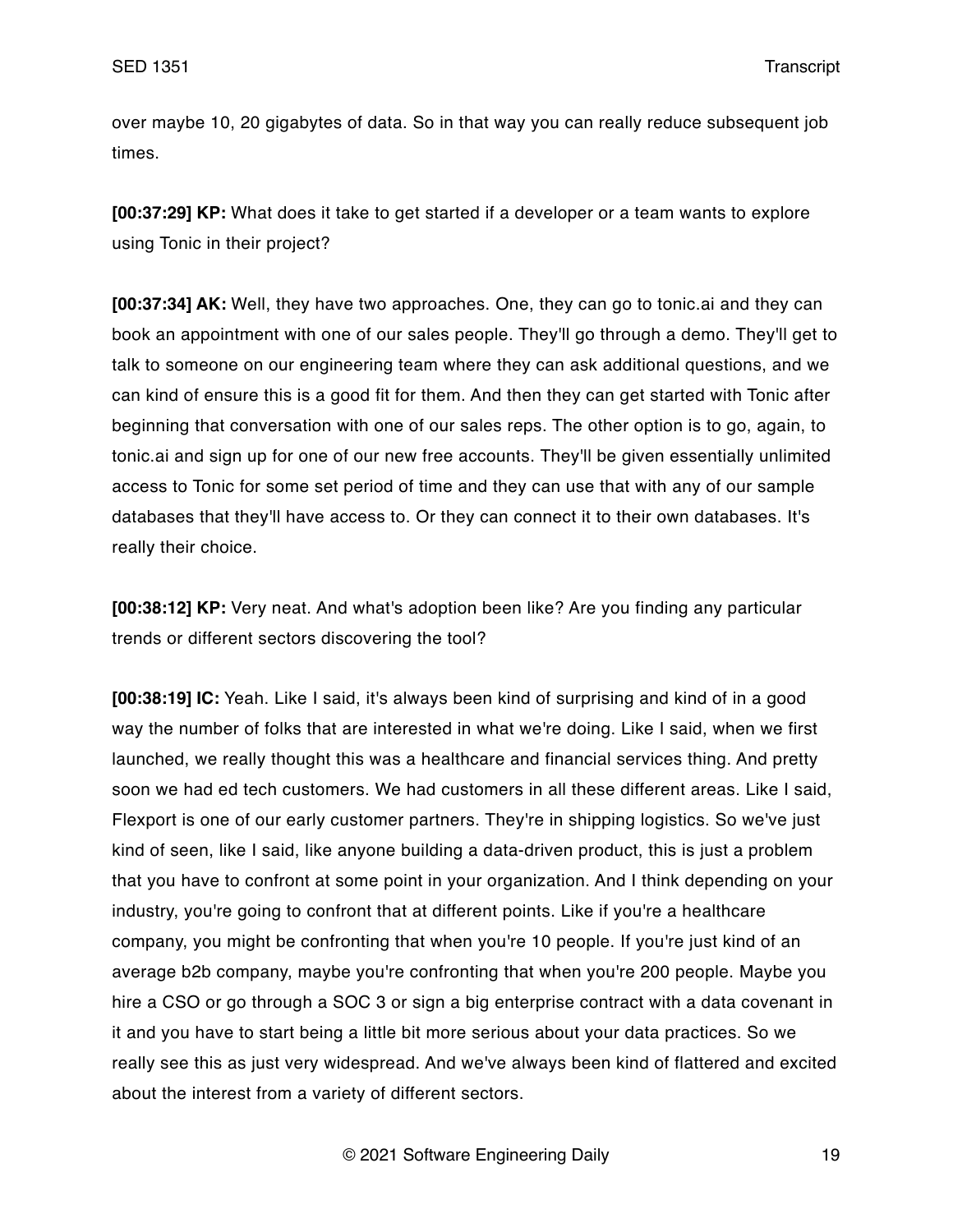over maybe 10, 20 gigabytes of data. So in that way you can really reduce subsequent job times.

**[00:37:29] KP:** What does it take to get started if a developer or a team wants to explore using Tonic in their project?

**[00:37:34] AK:** Well, they have two approaches. One, they can go to tonic.ai and they can book an appointment with one of our sales people. They'll go through a demo. They'll get to talk to someone on our engineering team where they can ask additional questions, and we can kind of ensure this is a good fit for them. And then they can get started with Tonic after beginning that conversation with one of our sales reps. The other option is to go, again, to tonic.ai and sign up for one of our new free accounts. They'll be given essentially unlimited access to Tonic for some set period of time and they can use that with any of our sample databases that they'll have access to. Or they can connect it to their own databases. It's really their choice.

**[00:38:12] KP:** Very neat. And what's adoption been like? Are you finding any particular trends or different sectors discovering the tool?

**[00:38:19] IC:** Yeah. Like I said, it's always been kind of surprising and kind of in a good way the number of folks that are interested in what we're doing. Like I said, when we first launched, we really thought this was a healthcare and financial services thing. And pretty soon we had ed tech customers. We had customers in all these different areas. Like I said, Flexport is one of our early customer partners. They're in shipping logistics. So we've just kind of seen, like I said, like anyone building a data-driven product, this is just a problem that you have to confront at some point in your organization. And I think depending on your industry, you're going to confront that at different points. Like if you're a healthcare company, you might be confronting that when you're 10 people. If you're just kind of an average b2b company, maybe you're confronting that when you're 200 people. Maybe you hire a CSO or go through a SOC 3 or sign a big enterprise contract with a data covenant in it and you have to start being a little bit more serious about your data practices. So we really see this as just very widespread. And we've always been kind of flattered and excited about the interest from a variety of different sectors.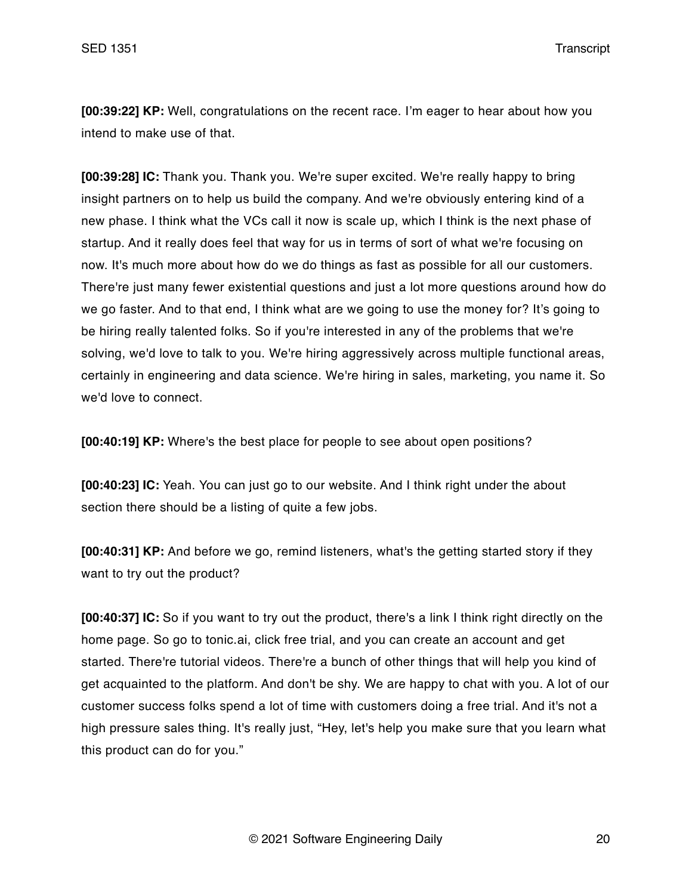**[00:39:22] KP:** Well, congratulations on the recent race. I'm eager to hear about how you intend to make use of that.

**[00:39:28] IC:** Thank you. Thank you. We're super excited. We're really happy to bring insight partners on to help us build the company. And we're obviously entering kind of a new phase. I think what the VCs call it now is scale up, which I think is the next phase of startup. And it really does feel that way for us in terms of sort of what we're focusing on now. It's much more about how do we do things as fast as possible for all our customers. There're just many fewer existential questions and just a lot more questions around how do we go faster. And to that end, I think what are we going to use the money for? It's going to be hiring really talented folks. So if you're interested in any of the problems that we're solving, we'd love to talk to you. We're hiring aggressively across multiple functional areas, certainly in engineering and data science. We're hiring in sales, marketing, you name it. So we'd love to connect.

**[00:40:19] KP:** Where's the best place for people to see about open positions?

**[00:40:23] IC:** Yeah. You can just go to our website. And I think right under the about section there should be a listing of quite a few jobs.

**[00:40:31] KP:** And before we go, remind listeners, what's the getting started story if they want to try out the product?

**[00:40:37] IC:** So if you want to try out the product, there's a link I think right directly on the home page. So go to tonic.ai, click free trial, and you can create an account and get started. There're tutorial videos. There're a bunch of other things that will help you kind of get acquainted to the platform. And don't be shy. We are happy to chat with you. A lot of our customer success folks spend a lot of time with customers doing a free trial. And it's not a high pressure sales thing. It's really just, "Hey, let's help you make sure that you learn what this product can do for you."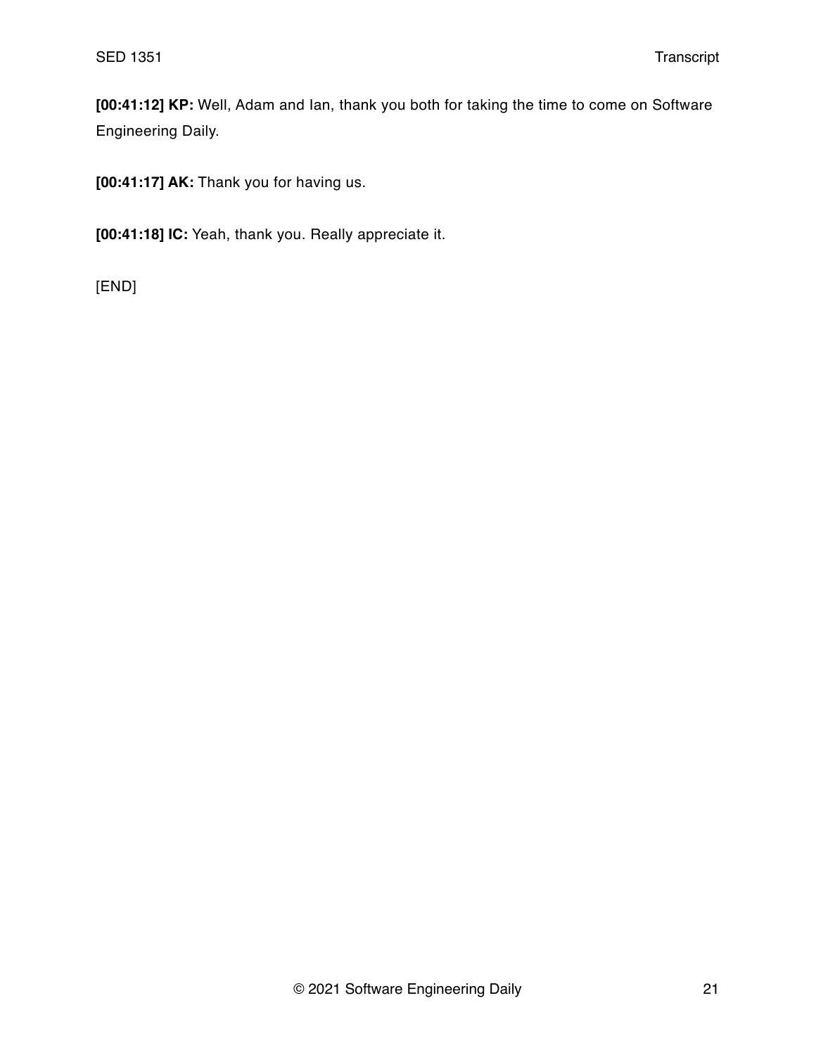**[00:41:12] KP:** Well, Adam and Ian, thank you both for taking the time to come on Software Engineering Daily.

**[00:41:17] AK:** Thank you for having us.

**[00:41:18] IC:** Yeah, thank you. Really appreciate it.

[END]